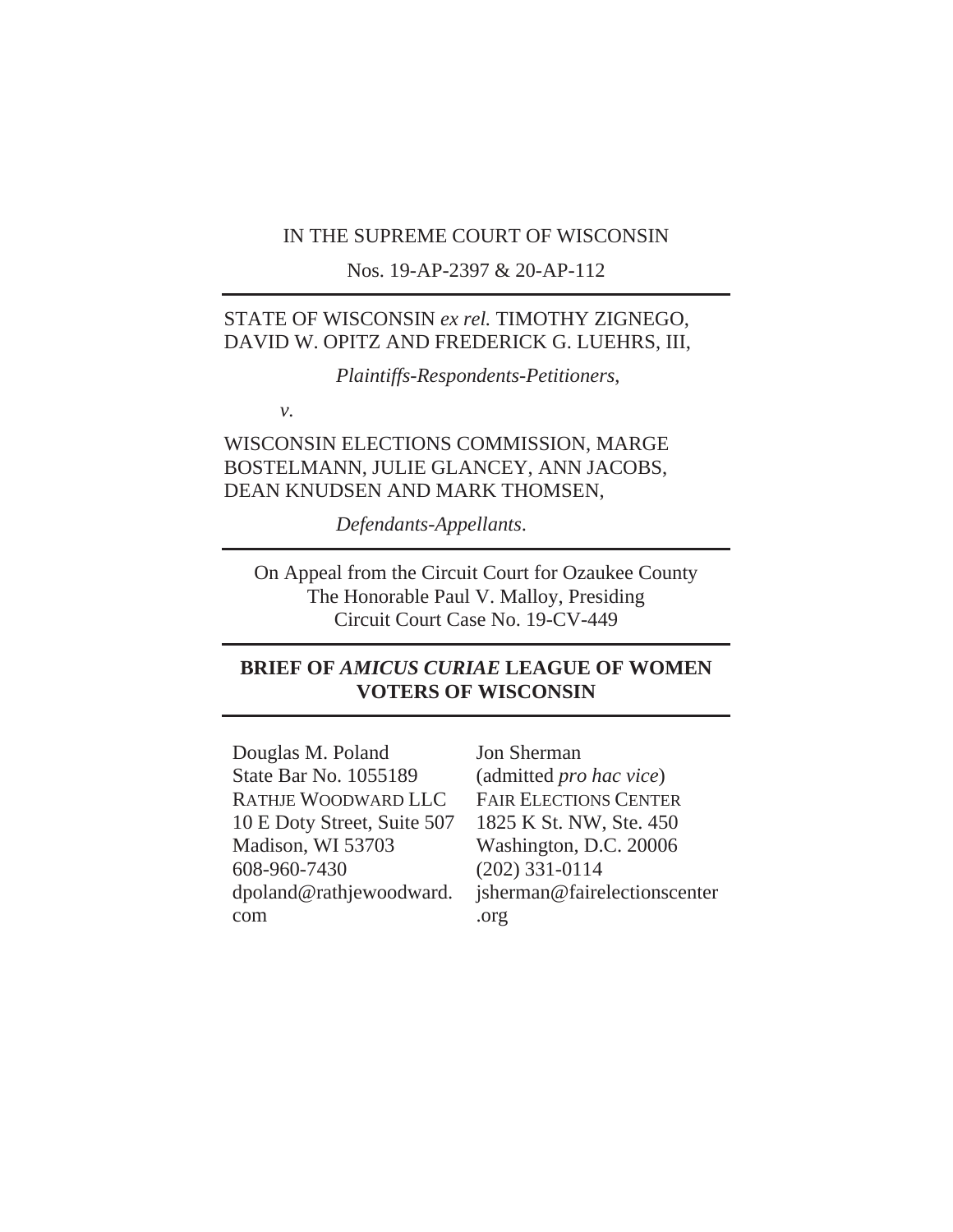IN THE SUPREME COURT OF WISCONSIN

Nos. 19-AP-2397 & 20-AP-112

---

STATE OF WISCONSIN *ex rel.* TIMOTHY ZIGNEGO, DAVID W. OPITZ AND FREDERICK G. LUEHRS, III,

*Plaintiffs-Respondents-Petitioners,*

*v.*

WISCONSIN ELECTIONS COMMISSION, MARGE BOSTELMANN, JULIE GLANCEY, ANN JACOBS, DEAN KNUDSEN AND MARK THOMSEN,

*Defendants-Appellants*.

---

On Appeal from the Circuit Court for Ozaukee County
The Honorable Paul V. Malloy, Presiding
Circuit Court Case No. 19-CV-449

---

**BRIEF OF *AMICUS CURIAE* LEAGUE OF WOMEN VOTERS OF WISCONSIN**

---

Douglas M. Poland
State Bar No. 1055189
RATHJE WOODWARD LLC
10 E Doty Street, Suite 507
Madison, WI 53703
608-960-7430
dpoland@rathjewoodward.com

Jon Sherman
(admitted *pro hac vice*)
FAIR ELECTIONS CENTER
1825 K St. NW, Ste. 450
Washington, D.C. 20006
(202) 331-0114
jsherman@fairelectionscenter.org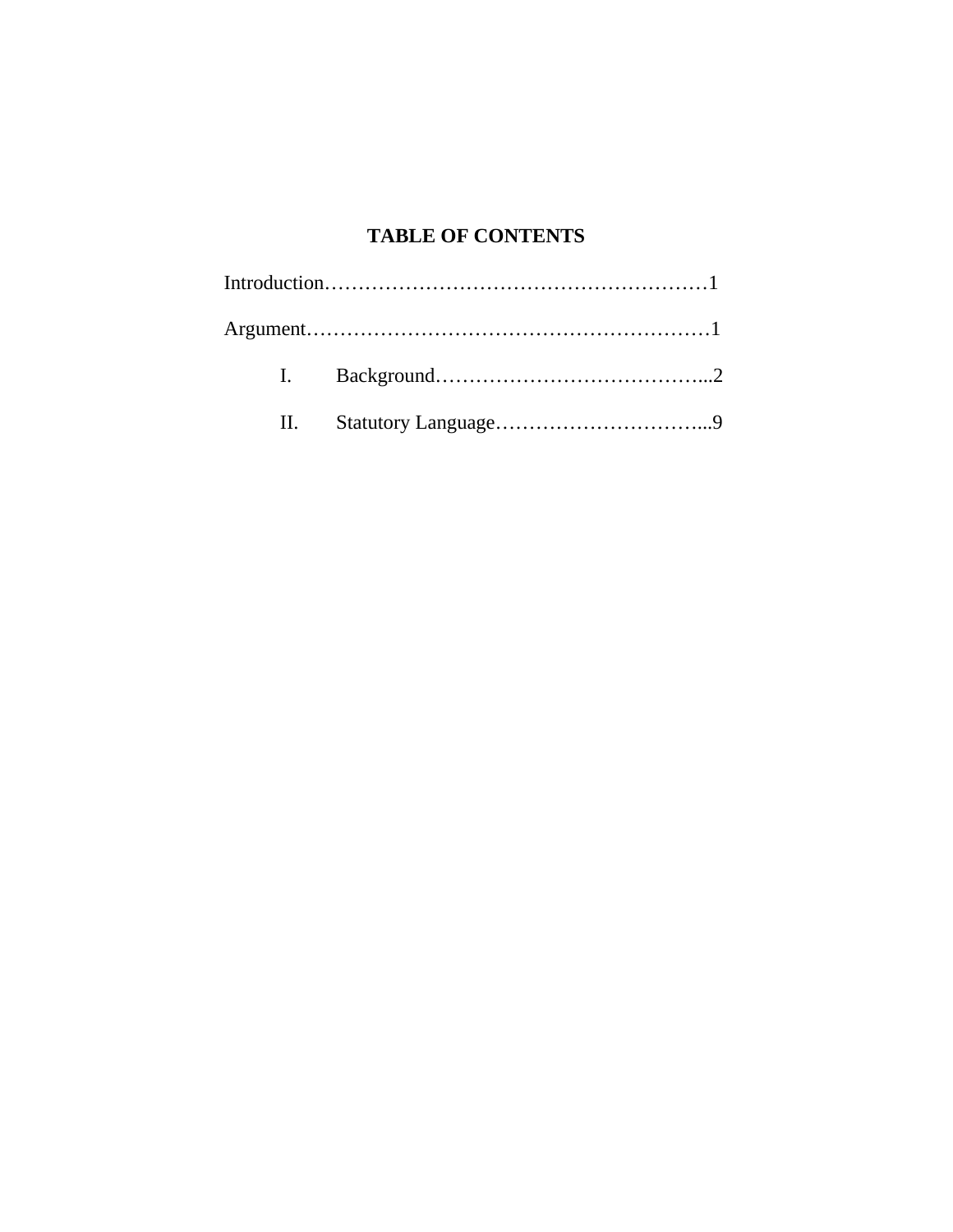## TABLE OF CONTENTS

Introduction…………………………………………………1

Argument……………………………………………………1

- I. Background…………………………………...2
- II. Statutory Language…………………………...9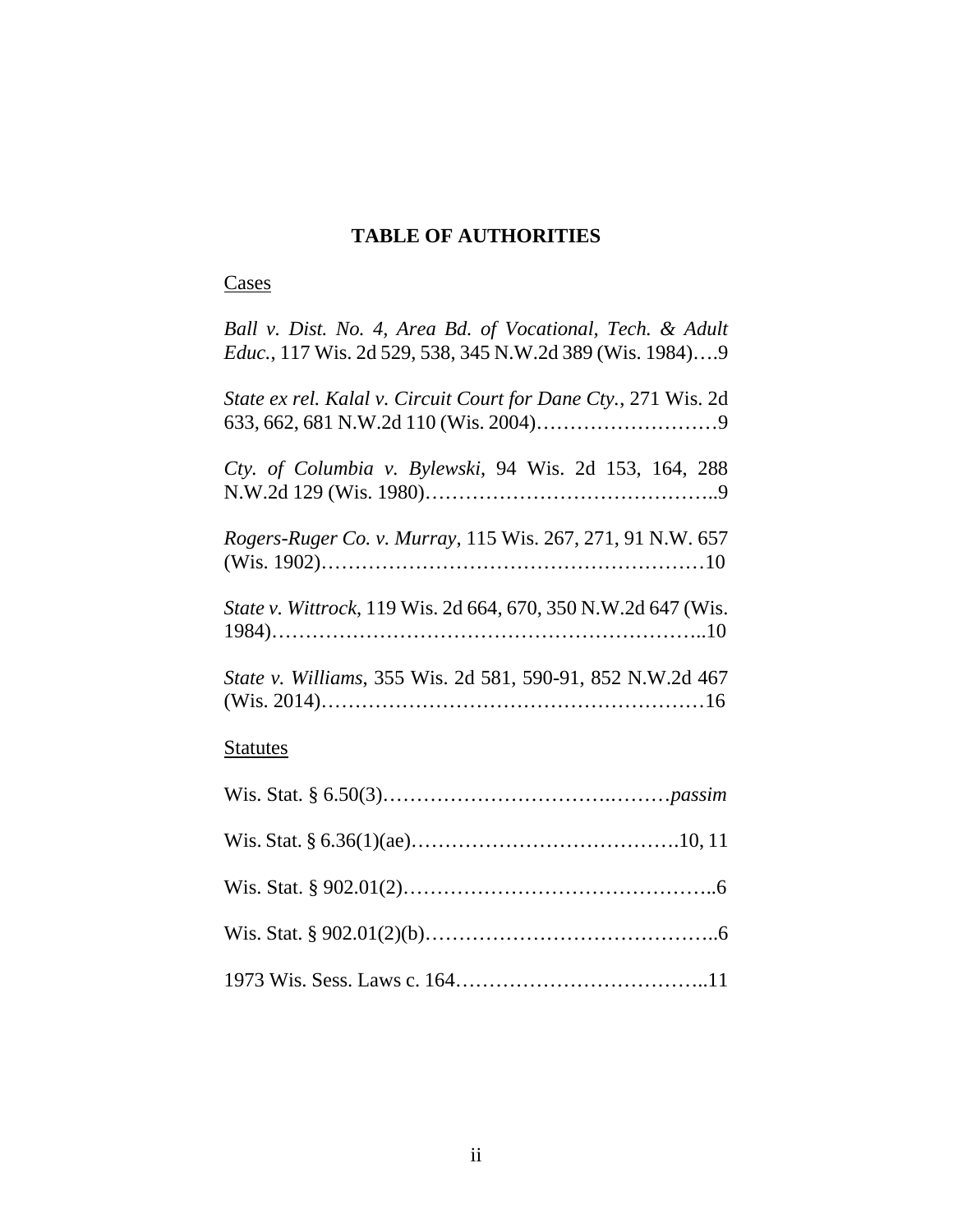## TABLE OF AUTHORITIES

Cases

*Ball v. Dist. No. 4, Area Bd. of Vocational, Tech. & Adult Educ.*, 117 Wis. 2d 529, 538, 345 N.W.2d 389 (Wis. 1984)….9

*State ex rel. Kalal v. Circuit Court for Dane Cty.*, 271 Wis. 2d 633, 662, 681 N.W.2d 110 (Wis. 2004)………………………9

*Cty. of Columbia v. Bylewski*, 94 Wis. 2d 153, 164, 288 N.W.2d 129 (Wis. 1980)……………………………………..9

*Rogers-Ruger Co. v. Murray*, 115 Wis. 267, 271, 91 N.W. 657 (Wis. 1902)…………………………………………………10

*State v. Wittrock*, 119 Wis. 2d 664, 670, 350 N.W.2d 647 (Wis. 1984)……………………………………………………..10

*State v. Williams*, 355 Wis. 2d 581, 590-91, 852 N.W.2d 467 (Wis. 2014)…………………………………………………16

Statutes

Wis. Stat. § 6.50(3)…………………………….………*passim*

Wis. Stat. § 6.36(1)(ae)………………………………….10, 11

Wis. Stat. § 902.01(2)………………………………………..6

Wis. Stat. § 902.01(2)(b)……………………………………..6

1973 Wis. Sess. Laws c. 164………………………………..11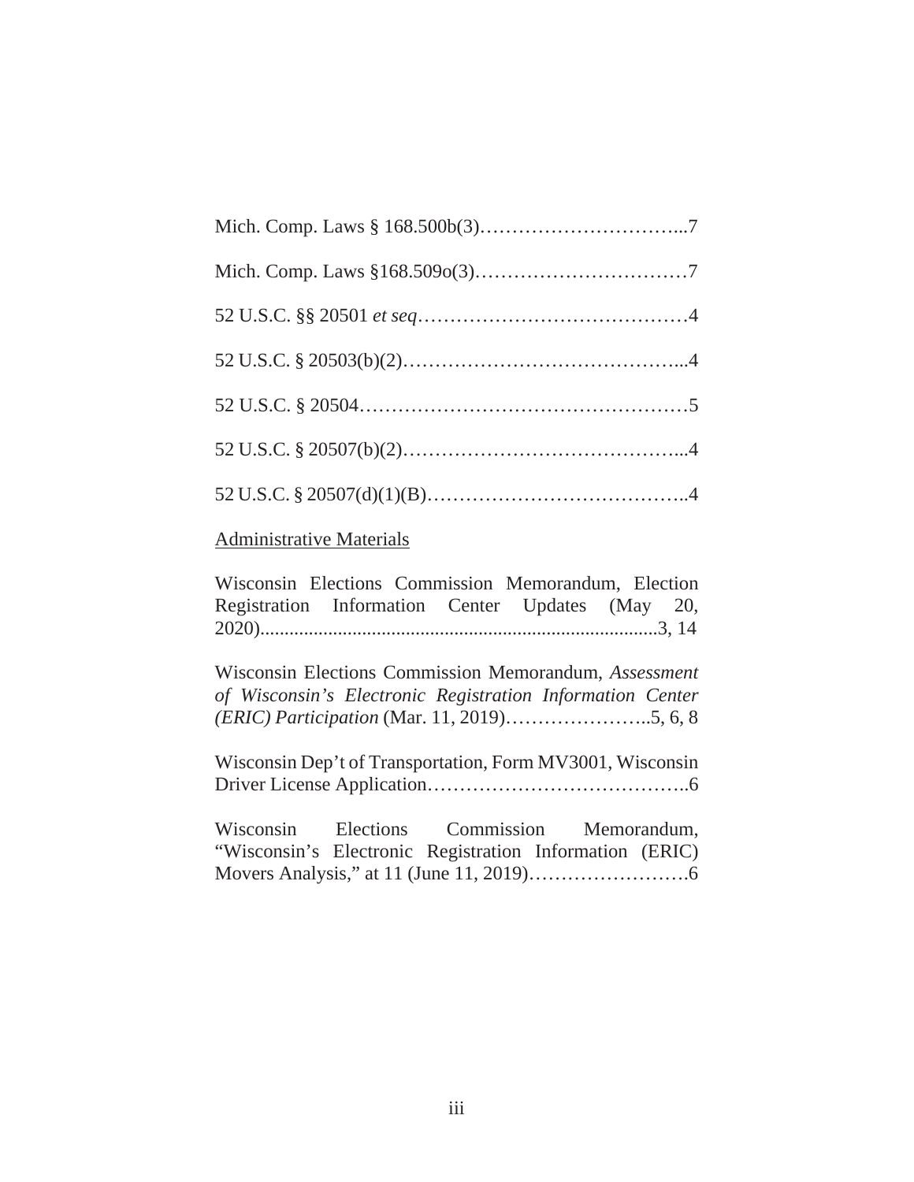Mich. Comp. Laws § 168.500b(3)…………………………...7

Mich. Comp. Laws §168.509o(3)……………………………7

52 U.S.C. §§ 20501 *et seq*……………………………………4

52 U.S.C. § 20503(b)(2)……………………………………...4

52 U.S.C. § 20504……………………………………………5

52 U.S.C. § 20507(b)(2)……………………………………...4

52 U.S.C. § 20507(d)(1)(B)…………………………………..4

Administrative Materials

Wisconsin Elections Commission Memorandum, Election Registration Information Center Updates (May 20, 2020)................................................................................3, 14

Wisconsin Elections Commission Memorandum, *Assessment of Wisconsin's Electronic Registration Information Center (ERIC) Participation* (Mar. 11, 2019)…………………..5, 6, 8

Wisconsin Dep't of Transportation, Form MV3001, Wisconsin Driver License Application…………………………………..6

Wisconsin Elections Commission Memorandum, "Wisconsin's Electronic Registration Information (ERIC) Movers Analysis," at 11 (June 11, 2019)…………………….6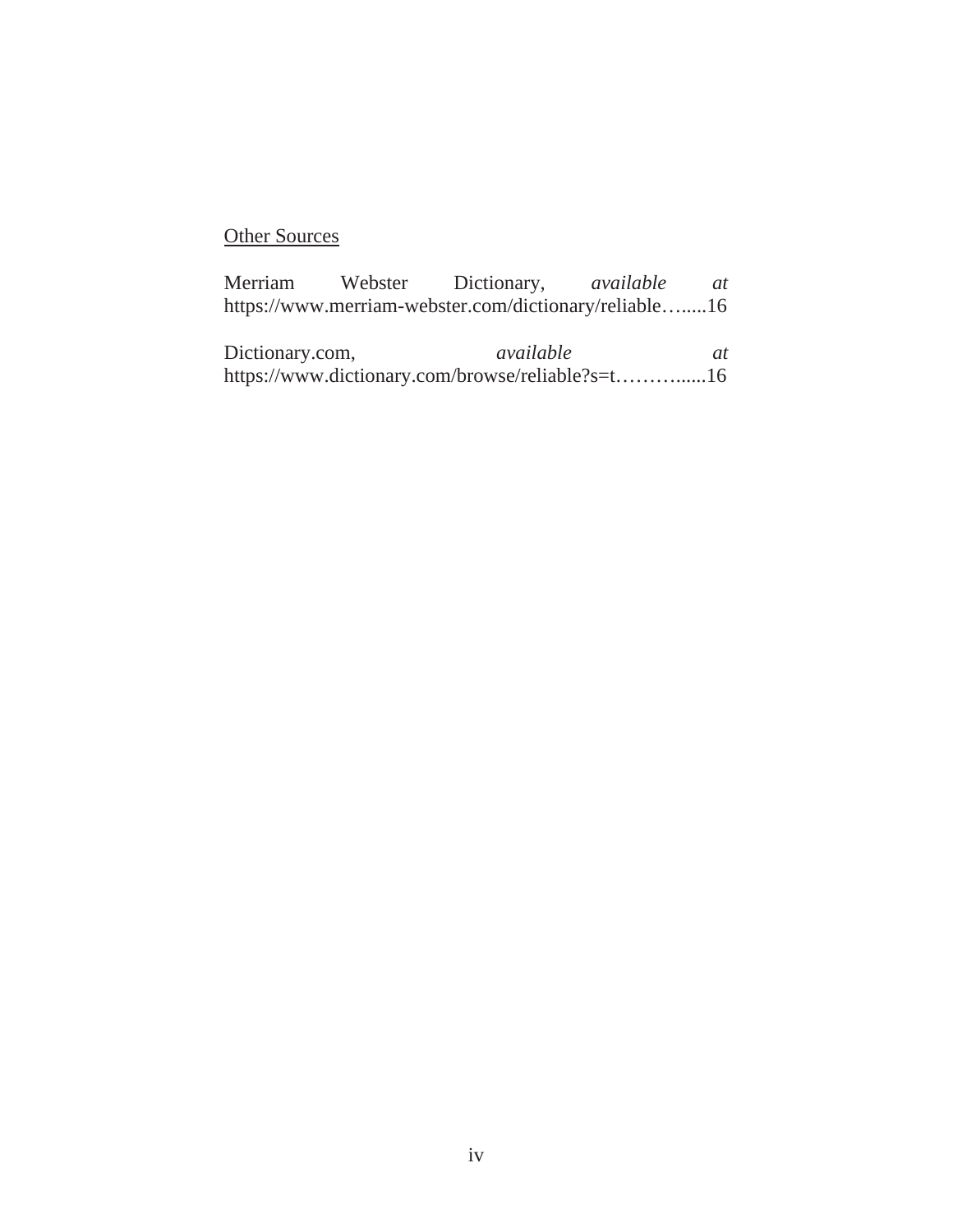Other Sources

Merriam Webster Dictionary, *available at* https://www.merriam-webster.com/dictionary/reliable…......16

Dictionary.com, *available at* https://www.dictionary.com/browse/reliable?s=t……….......16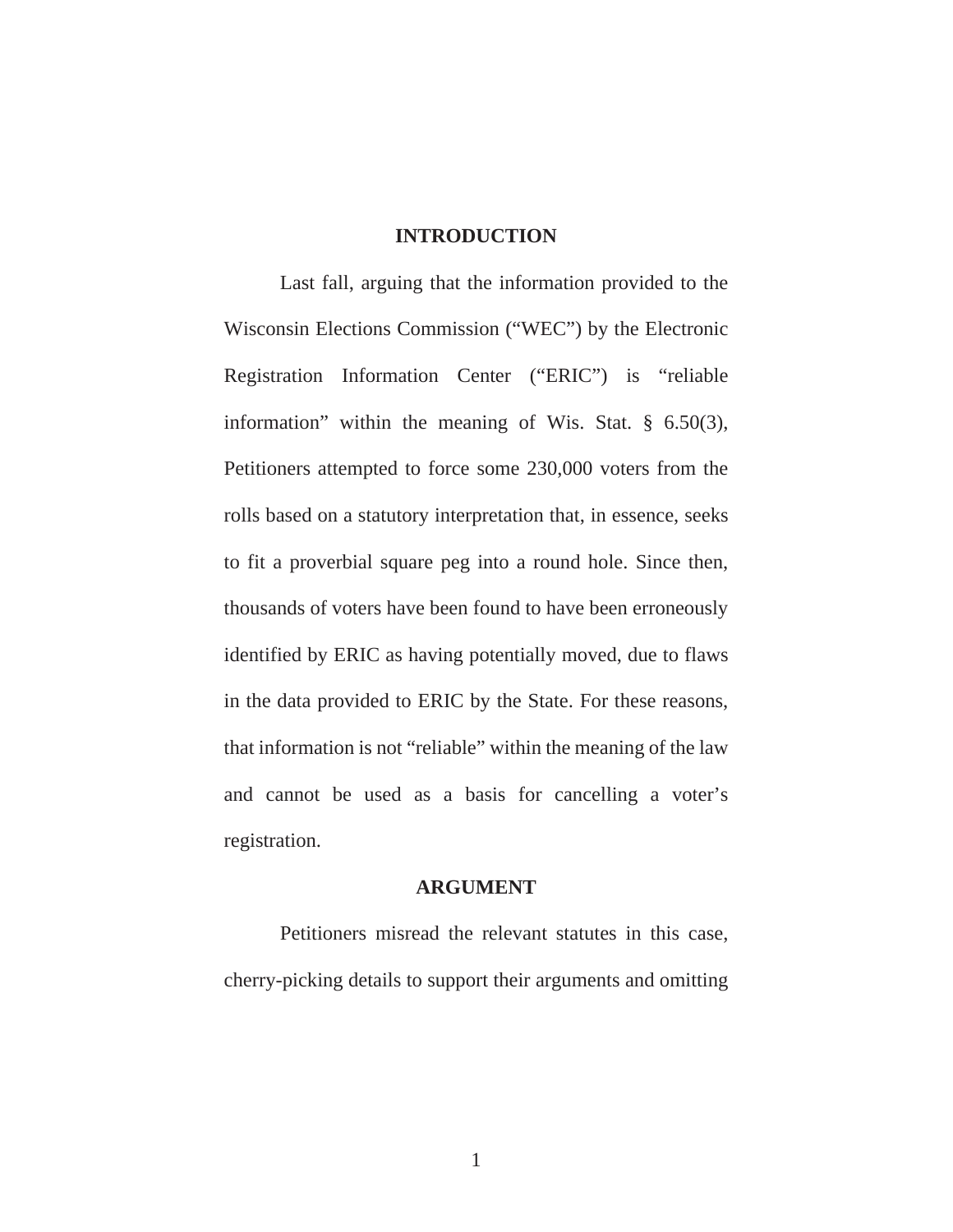## INTRODUCTION

Last fall, arguing that the information provided to the Wisconsin Elections Commission ("WEC") by the Electronic Registration Information Center ("ERIC") is "reliable information" within the meaning of Wis. Stat. § 6.50(3), Petitioners attempted to force some 230,000 voters from the rolls based on a statutory interpretation that, in essence, seeks to fit a proverbial square peg into a round hole. Since then, thousands of voters have been found to have been erroneously identified by ERIC as having potentially moved, due to flaws in the data provided to ERIC by the State. For these reasons, that information is not "reliable" within the meaning of the law and cannot be used as a basis for cancelling a voter's registration.

## ARGUMENT

Petitioners misread the relevant statutes in this case, cherry-picking details to support their arguments and omitting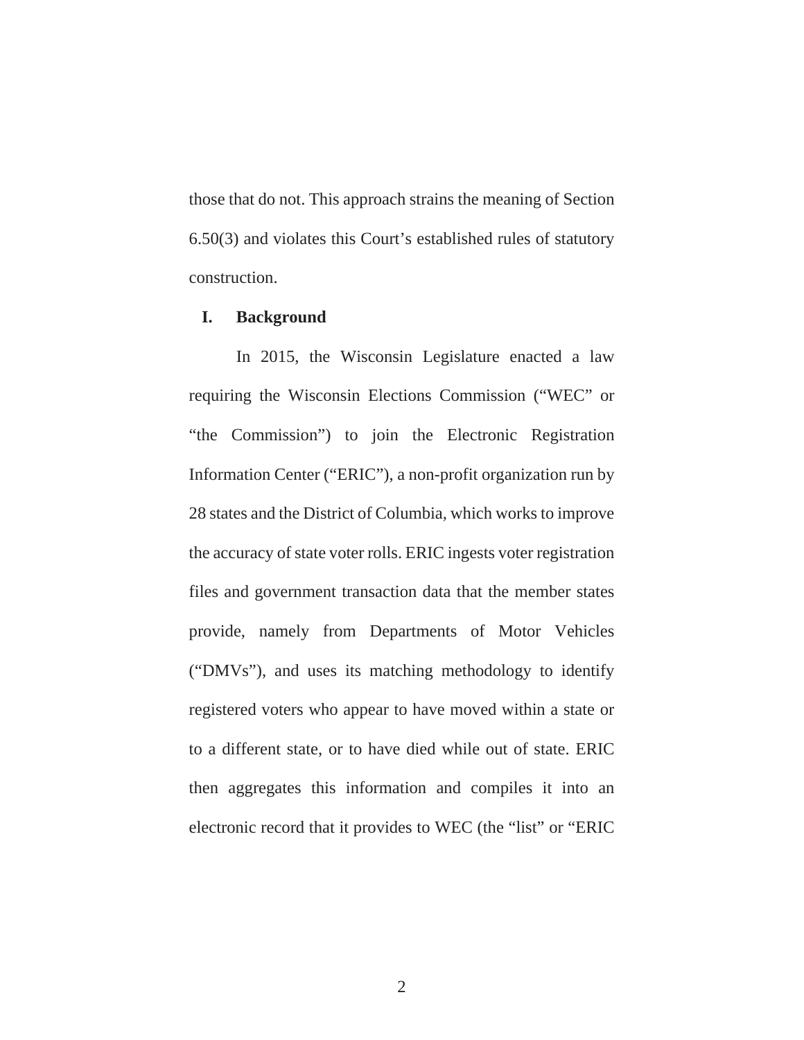those that do not. This approach strains the meaning of Section 6.50(3) and violates this Court's established rules of statutory construction.

## I. Background

In 2015, the Wisconsin Legislature enacted a law requiring the Wisconsin Elections Commission ("WEC" or "the Commission") to join the Electronic Registration Information Center ("ERIC"), a non-profit organization run by 28 states and the District of Columbia, which works to improve the accuracy of state voter rolls. ERIC ingests voter registration files and government transaction data that the member states provide, namely from Departments of Motor Vehicles ("DMVs"), and uses its matching methodology to identify registered voters who appear to have moved within a state or to a different state, or to have died while out of state. ERIC then aggregates this information and compiles it into an electronic record that it provides to WEC (the "list" or "ERIC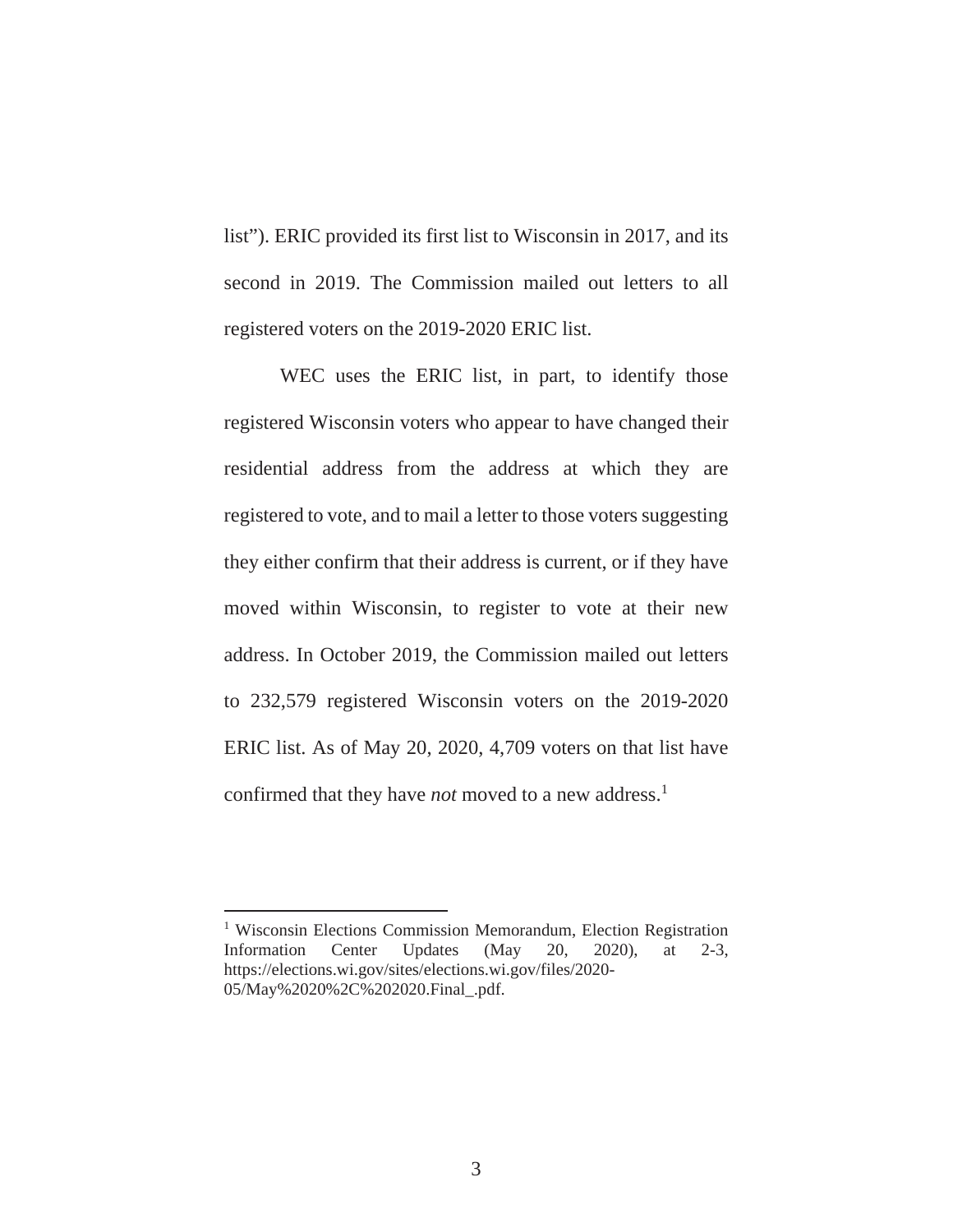list"). ERIC provided its first list to Wisconsin in 2017, and its second in 2019. The Commission mailed out letters to all registered voters on the 2019-2020 ERIC list.

WEC uses the ERIC list, in part, to identify those registered Wisconsin voters who appear to have changed their residential address from the address at which they are registered to vote, and to mail a letter to those voters suggesting they either confirm that their address is current, or if they have moved within Wisconsin, to register to vote at their new address. In October 2019, the Commission mailed out letters to 232,579 registered Wisconsin voters on the 2019-2020 ERIC list. As of May 20, 2020, 4,709 voters on that list have confirmed that they have *not* moved to a new address.[1]

---

[1] Wisconsin Elections Commission Memorandum, Election Registration Information Center Updates (May 20, 2020), at 2-3, https://elections.wi.gov/sites/elections.wi.gov/files/2020-05/May%2020%2C%202020.Final_.pdf.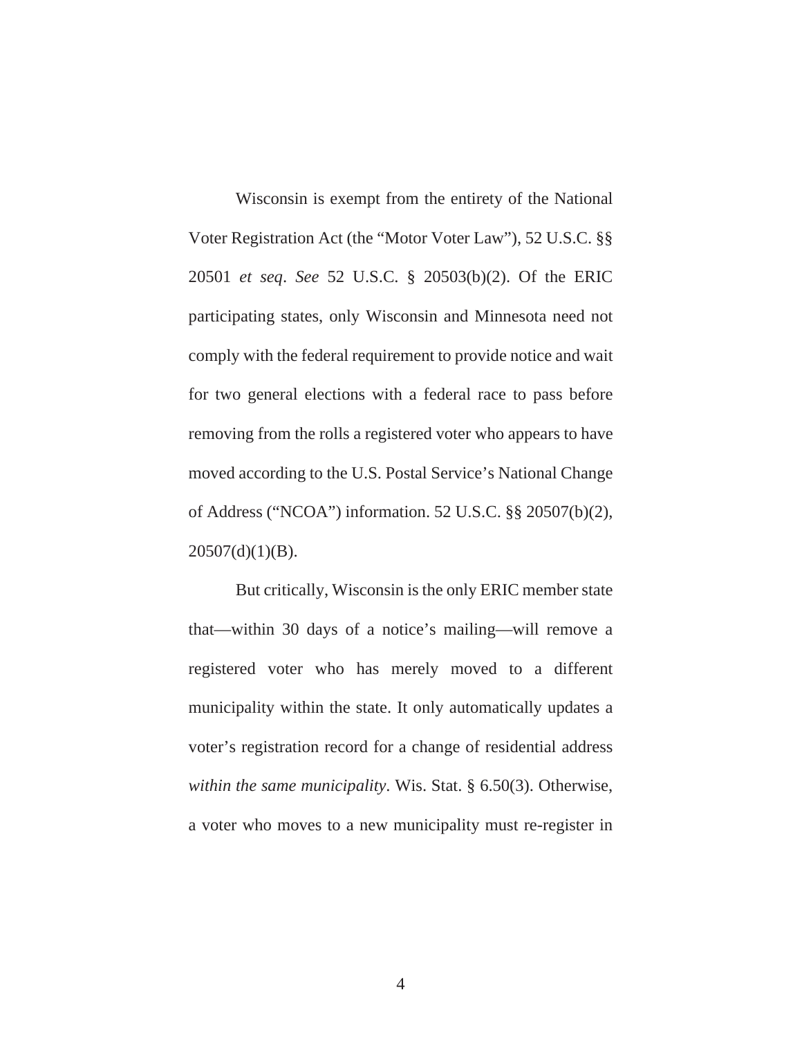Wisconsin is exempt from the entirety of the National Voter Registration Act (the "Motor Voter Law"), 52 U.S.C. §§ 20501 *et seq*. *See* 52 U.S.C. § 20503(b)(2). Of the ERIC participating states, only Wisconsin and Minnesota need not comply with the federal requirement to provide notice and wait for two general elections with a federal race to pass before removing from the rolls a registered voter who appears to have moved according to the U.S. Postal Service's National Change of Address ("NCOA") information. 52 U.S.C. §§ 20507(b)(2), 20507(d)(1)(B).

But critically, Wisconsin is the only ERIC member state that—within 30 days of a notice's mailing—will remove a registered voter who has merely moved to a different municipality within the state. It only automatically updates a voter's registration record for a change of residential address *within the same municipality*. Wis. Stat. § 6.50(3). Otherwise, a voter who moves to a new municipality must re-register in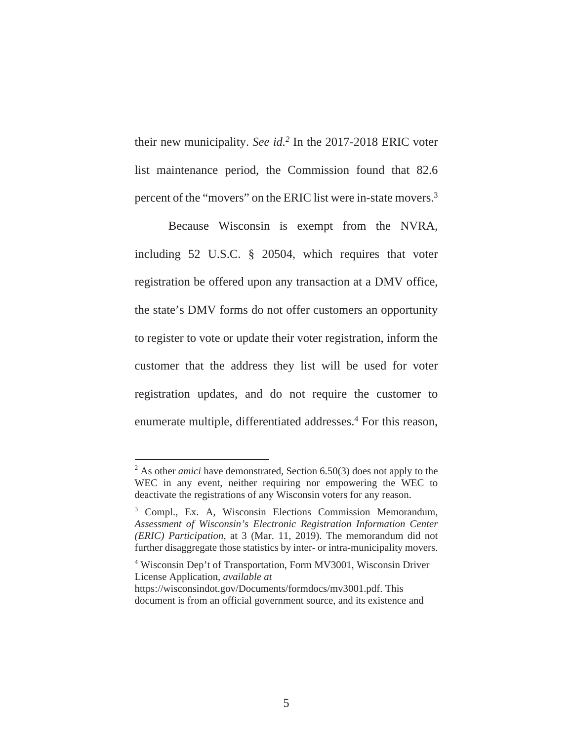their new municipality. *See id.*[2] In the 2017-2018 ERIC voter list maintenance period, the Commission found that 82.6 percent of the "movers" on the ERIC list were in-state movers.[3]

Because Wisconsin is exempt from the NVRA, including 52 U.S.C. § 20504, which requires that voter registration be offered upon any transaction at a DMV office, the state's DMV forms do not offer customers an opportunity to register to vote or update their voter registration, inform the customer that the address they list will be used for voter registration updates, and do not require the customer to enumerate multiple, differentiated addresses.[4] For this reason,

---

[2] As other *amici* have demonstrated, Section 6.50(3) does not apply to the WEC in any event, neither requiring nor empowering the WEC to deactivate the registrations of any Wisconsin voters for any reason.

[3] Compl., Ex. A, Wisconsin Elections Commission Memorandum, *Assessment of Wisconsin's Electronic Registration Information Center (ERIC) Participation*, at 3 (Mar. 11, 2019). The memorandum did not further disaggregate those statistics by inter- or intra-municipality movers.

[4] Wisconsin Dep't of Transportation, Form MV3001, Wisconsin Driver License Application, *available at* https://wisconsindot.gov/Documents/formdocs/mv3001.pdf. This document is from an official government source, and its existence and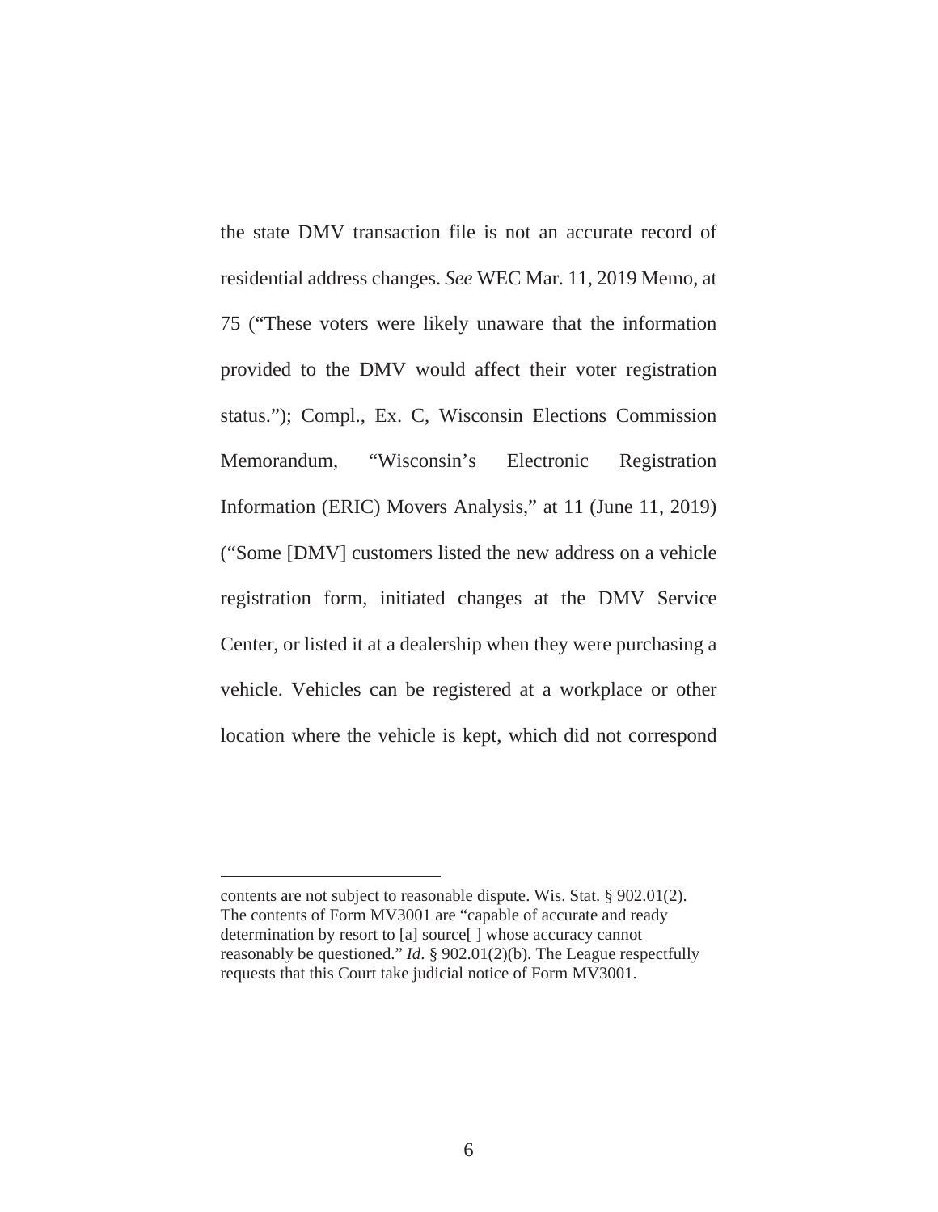the state DMV transaction file is not an accurate record of residential address changes. *See* WEC Mar. 11, 2019 Memo, at 75 ("These voters were likely unaware that the information provided to the DMV would affect their voter registration status."); Compl., Ex. C, Wisconsin Elections Commission Memorandum, "Wisconsin's Electronic Registration Information (ERIC) Movers Analysis," at 11 (June 11, 2019) ("Some [DMV] customers listed the new address on a vehicle registration form, initiated changes at the DMV Service Center, or listed it at a dealership when they were purchasing a vehicle. Vehicles can be registered at a workplace or other location where the vehicle is kept, which did not correspond

---

contents are not subject to reasonable dispute. Wis. Stat. § 902.01(2). The contents of Form MV3001 are "capable of accurate and ready determination by resort to [a] source[ ] whose accuracy cannot reasonably be questioned." *Id*. § 902.01(2)(b). The League respectfully requests that this Court take judicial notice of Form MV3001.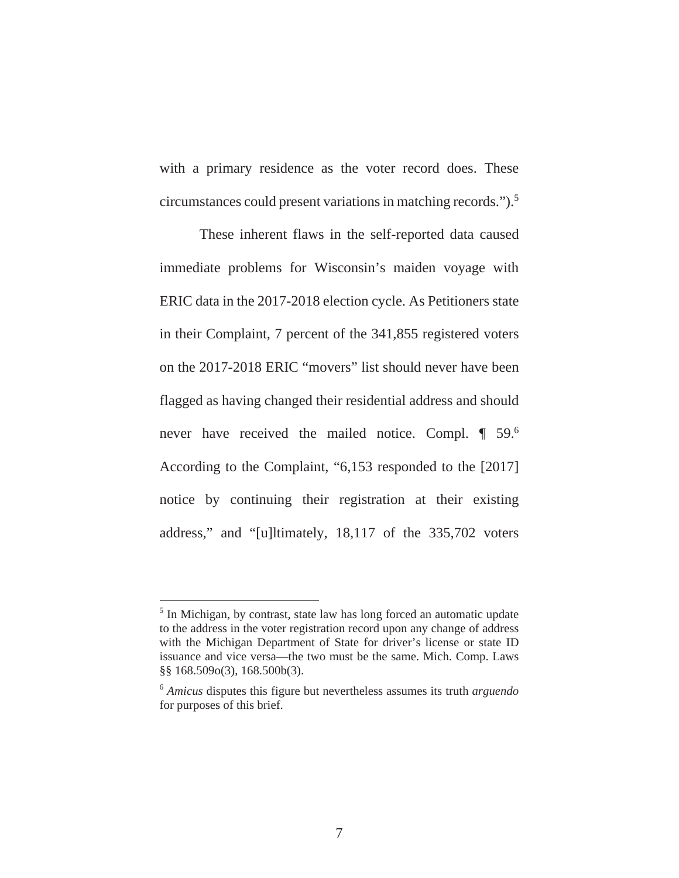with a primary residence as the voter record does. These circumstances could present variations in matching records.").[5]

These inherent flaws in the self-reported data caused immediate problems for Wisconsin's maiden voyage with ERIC data in the 2017-2018 election cycle. As Petitioners state in their Complaint, 7 percent of the 341,855 registered voters on the 2017-2018 ERIC "movers" list should never have been flagged as having changed their residential address and should never have received the mailed notice. Compl. ¶ 59.[6] According to the Complaint, "6,153 responded to the [2017] notice by continuing their registration at their existing address," and "[u]ltimately, 18,117 of the 335,702 voters

---

[5] In Michigan, by contrast, state law has long forced an automatic update to the address in the voter registration record upon any change of address with the Michigan Department of State for driver's license or state ID issuance and vice versa—the two must be the same. Mich. Comp. Laws §§ 168.509o(3), 168.500b(3).

[6] *Amicus* disputes this figure but nevertheless assumes its truth *arguendo* for purposes of this brief.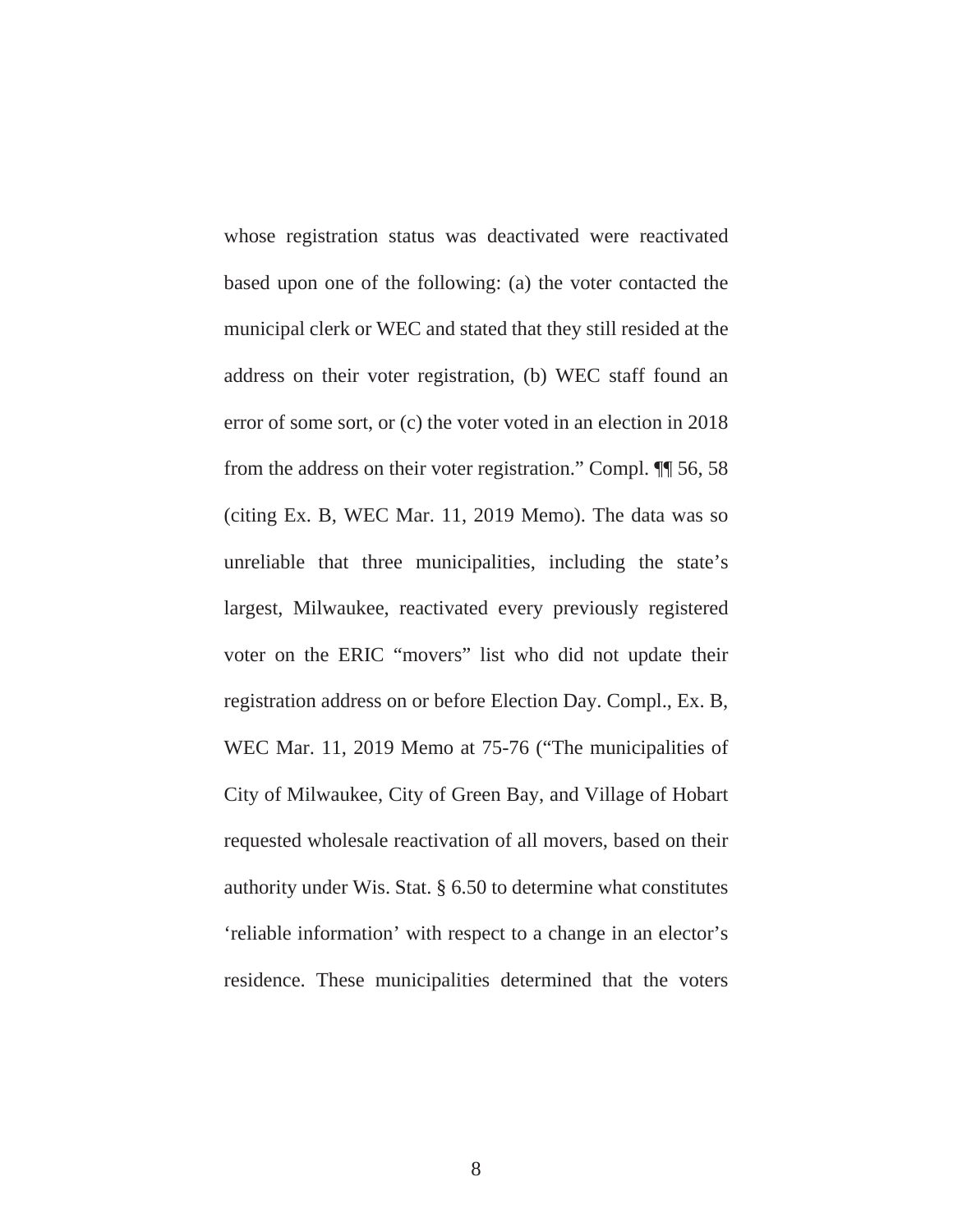whose registration status was deactivated were reactivated based upon one of the following: (a) the voter contacted the municipal clerk or WEC and stated that they still resided at the address on their voter registration, (b) WEC staff found an error of some sort, or (c) the voter voted in an election in 2018 from the address on their voter registration." Compl. ¶¶ 56, 58 (citing Ex. B, WEC Mar. 11, 2019 Memo). The data was so unreliable that three municipalities, including the state's largest, Milwaukee, reactivated every previously registered voter on the ERIC "movers" list who did not update their registration address on or before Election Day. Compl., Ex. B, WEC Mar. 11, 2019 Memo at 75-76 ("The municipalities of City of Milwaukee, City of Green Bay, and Village of Hobart requested wholesale reactivation of all movers, based on their authority under Wis. Stat. § 6.50 to determine what constitutes 'reliable information' with respect to a change in an elector's residence. These municipalities determined that the voters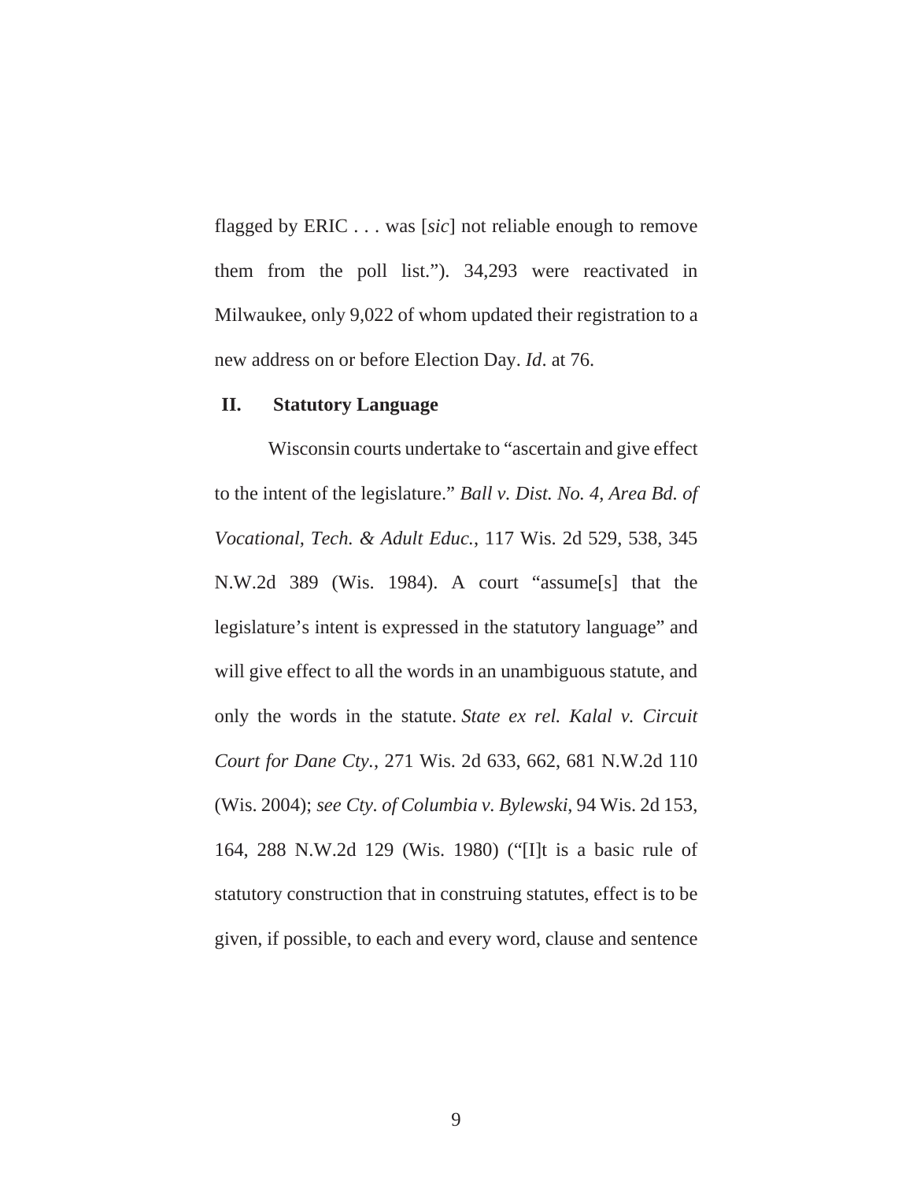flagged by ERIC . . . was [*sic*] not reliable enough to remove them from the poll list."). 34,293 were reactivated in Milwaukee, only 9,022 of whom updated their registration to a new address on or before Election Day. *Id*. at 76.

## II. Statutory Language

Wisconsin courts undertake to "ascertain and give effect to the intent of the legislature." *Ball v. Dist. No. 4, Area Bd. of Vocational, Tech. & Adult Educ.*, 117 Wis. 2d 529, 538, 345 N.W.2d 389 (Wis. 1984). A court "assume[s] that the legislature's intent is expressed in the statutory language" and will give effect to all the words in an unambiguous statute, and only the words in the statute. *State ex rel. Kalal v. Circuit Court for Dane Cty.*, 271 Wis. 2d 633, 662, 681 N.W.2d 110 (Wis. 2004); *see Cty. of Columbia v. Bylewski*, 94 Wis. 2d 153, 164, 288 N.W.2d 129 (Wis. 1980) ("[I]t is a basic rule of statutory construction that in construing statutes, effect is to be given, if possible, to each and every word, clause and sentence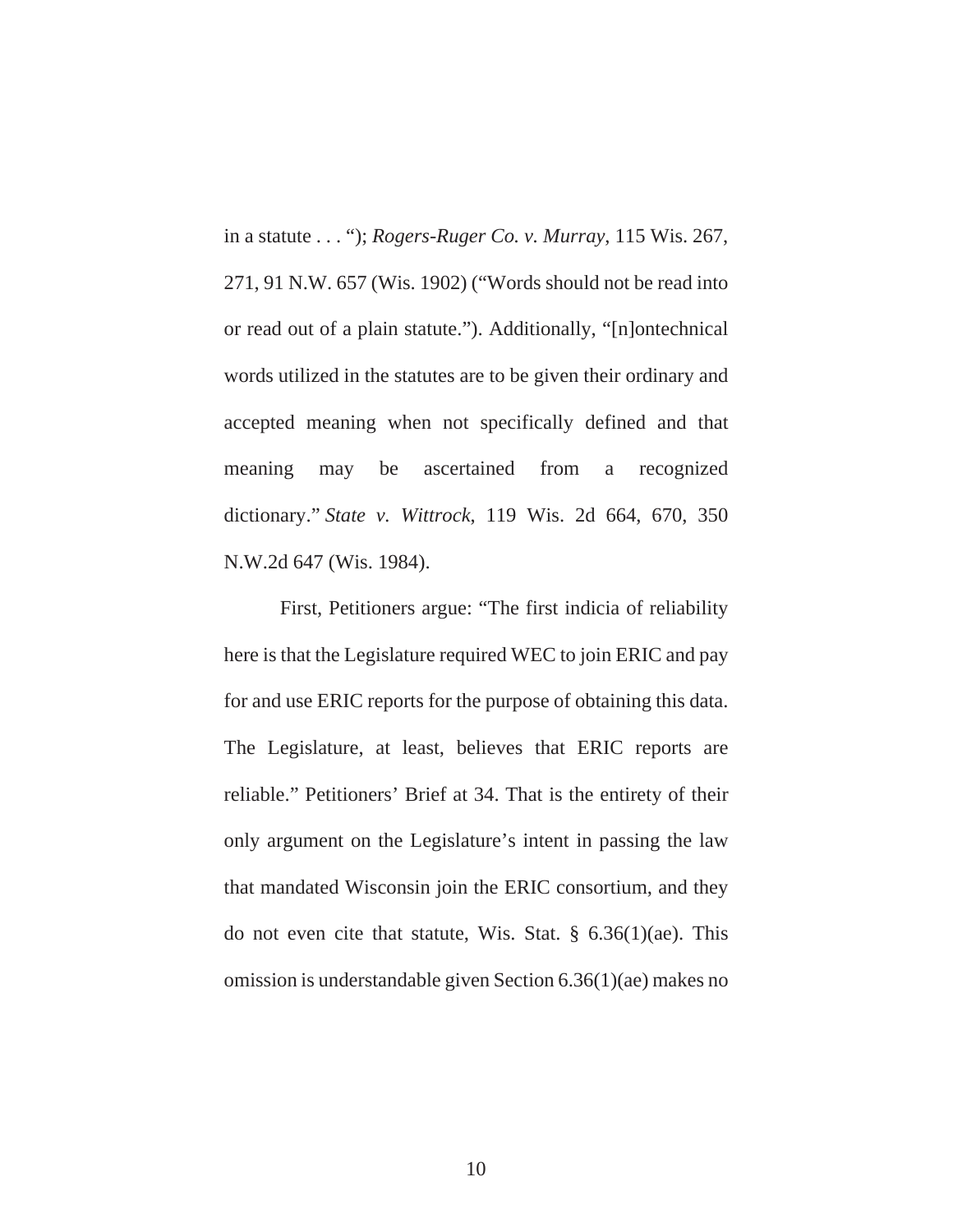in a statute . . . "); *Rogers-Ruger Co. v. Murray*, 115 Wis. 267, 271, 91 N.W. 657 (Wis. 1902) ("Words should not be read into or read out of a plain statute."). Additionally, "[n]ontechnical words utilized in the statutes are to be given their ordinary and accepted meaning when not specifically defined and that meaning may be ascertained from a recognized dictionary." *State v. Wittrock*, 119 Wis. 2d 664, 670, 350 N.W.2d 647 (Wis. 1984).

First, Petitioners argue: "The first indicia of reliability here is that the Legislature required WEC to join ERIC and pay for and use ERIC reports for the purpose of obtaining this data. The Legislature, at least, believes that ERIC reports are reliable." Petitioners' Brief at 34. That is the entirety of their only argument on the Legislature's intent in passing the law that mandated Wisconsin join the ERIC consortium, and they do not even cite that statute, Wis. Stat. § 6.36(1)(ae). This omission is understandable given Section 6.36(1)(ae) makes no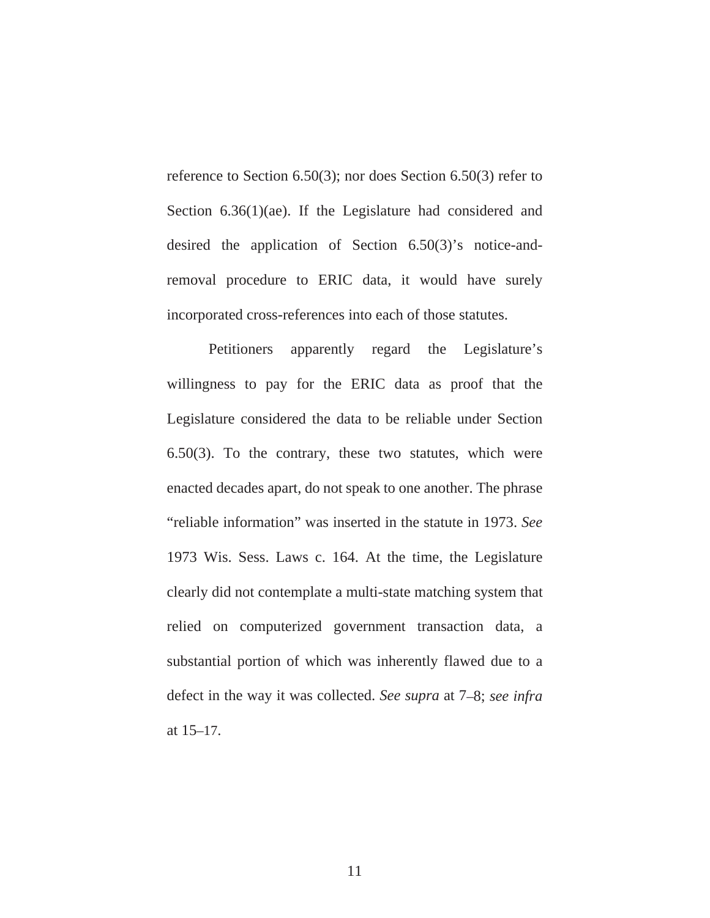reference to Section 6.50(3); nor does Section 6.50(3) refer to Section 6.36(1)(ae). If the Legislature had considered and desired the application of Section 6.50(3)'s notice-and-removal procedure to ERIC data, it would have surely incorporated cross-references into each of those statutes.

Petitioners apparently regard the Legislature's willingness to pay for the ERIC data as proof that the Legislature considered the data to be reliable under Section 6.50(3). To the contrary, these two statutes, which were enacted decades apart, do not speak to one another. The phrase "reliable information" was inserted in the statute in 1973. *See* 1973 Wis. Sess. Laws c. 164. At the time, the Legislature clearly did not contemplate a multi-state matching system that relied on computerized government transaction data, a substantial portion of which was inherently flawed due to a defect in the way it was collected. *See supra* at 7–8; *see infra* at 15–17.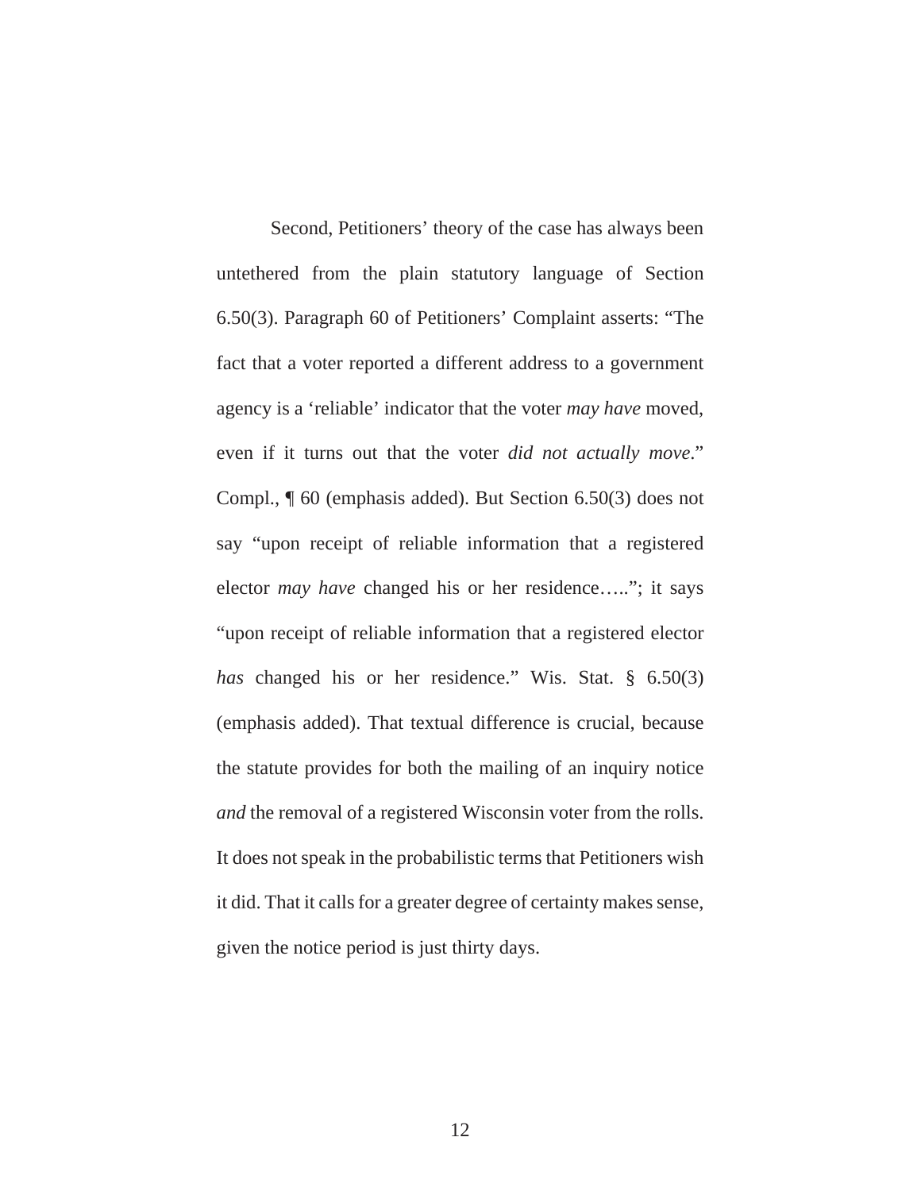Second, Petitioners' theory of the case has always been untethered from the plain statutory language of Section 6.50(3). Paragraph 60 of Petitioners' Complaint asserts: "The fact that a voter reported a different address to a government agency is a 'reliable' indicator that the voter *may have* moved, even if it turns out that the voter *did not actually move*." Compl., ¶ 60 (emphasis added). But Section 6.50(3) does not say "upon receipt of reliable information that a registered elector *may have* changed his or her residence….."; it says "upon receipt of reliable information that a registered elector *has* changed his or her residence." Wis. Stat. § 6.50(3) (emphasis added). That textual difference is crucial, because the statute provides for both the mailing of an inquiry notice *and* the removal of a registered Wisconsin voter from the rolls. It does not speak in the probabilistic terms that Petitioners wish it did. That it calls for a greater degree of certainty makes sense, given the notice period is just thirty days.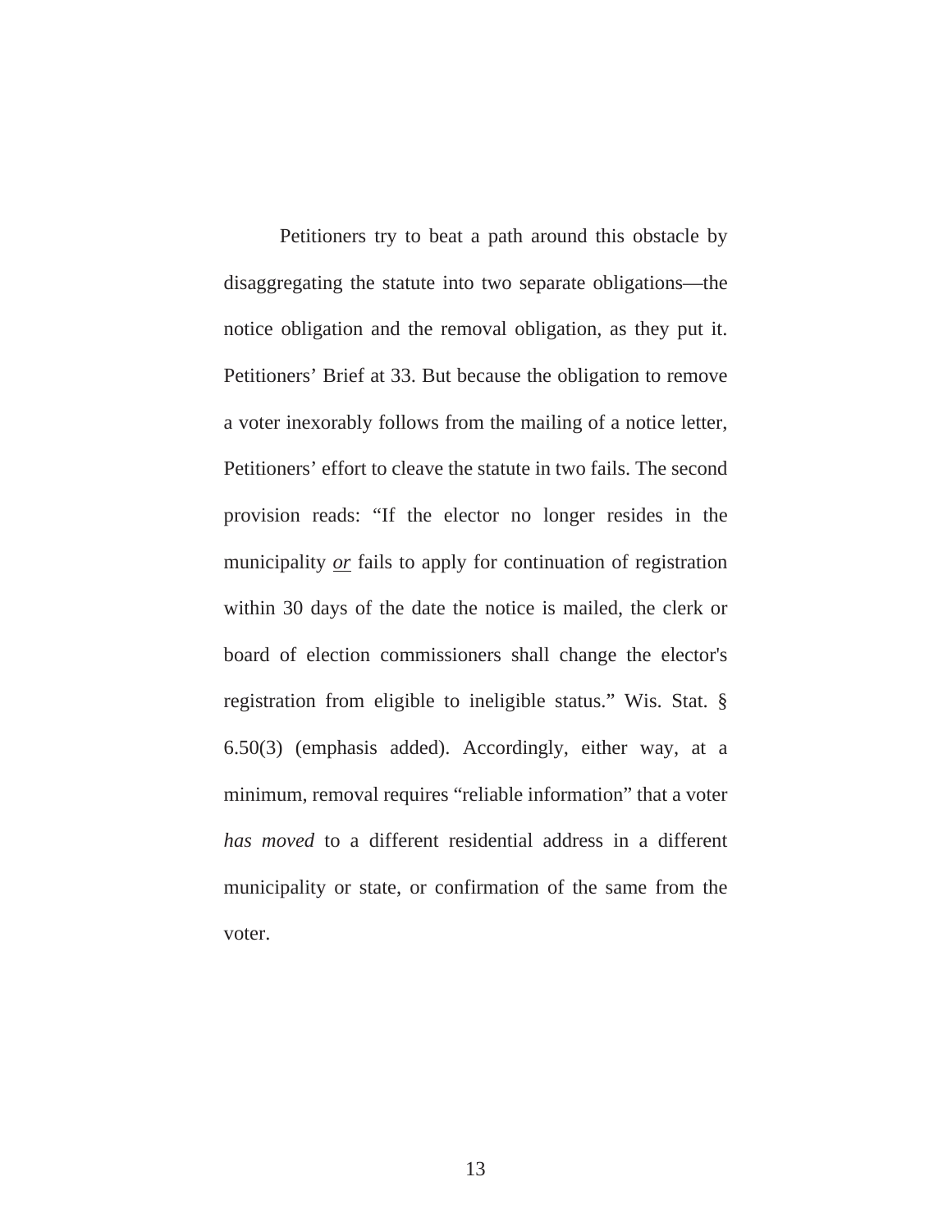Petitioners try to beat a path around this obstacle by disaggregating the statute into two separate obligations—the notice obligation and the removal obligation, as they put it. Petitioners' Brief at 33. But because the obligation to remove a voter inexorably follows from the mailing of a notice letter, Petitioners' effort to cleave the statute in two fails. The second provision reads: "If the elector no longer resides in the municipality <u>*or*</u> fails to apply for continuation of registration within 30 days of the date the notice is mailed, the clerk or board of election commissioners shall change the elector's registration from eligible to ineligible status." Wis. Stat. § 6.50(3) (emphasis added). Accordingly, either way, at a minimum, removal requires "reliable information" that a voter *has moved* to a different residential address in a different municipality or state, or confirmation of the same from the voter.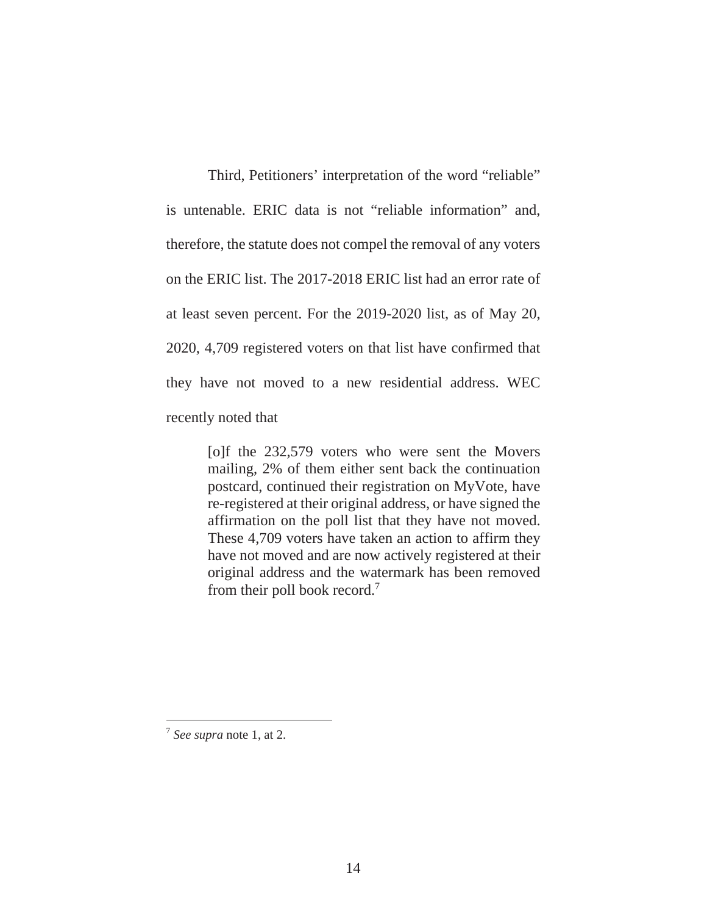Third, Petitioners' interpretation of the word "reliable" is untenable. ERIC data is not "reliable information" and, therefore, the statute does not compel the removal of any voters on the ERIC list. The 2017-2018 ERIC list had an error rate of at least seven percent. For the 2019-2020 list, as of May 20, 2020, 4,709 registered voters on that list have confirmed that they have not moved to a new residential address. WEC recently noted that

> [o]f the 232,579 voters who were sent the Movers mailing, 2% of them either sent back the continuation postcard, continued their registration on MyVote, have re-registered at their original address, or have signed the affirmation on the poll list that they have not moved. These 4,709 voters have taken an action to affirm they have not moved and are now actively registered at their original address and the watermark has been removed from their poll book record.[7]

---

[7] *See supra* note 1, at 2.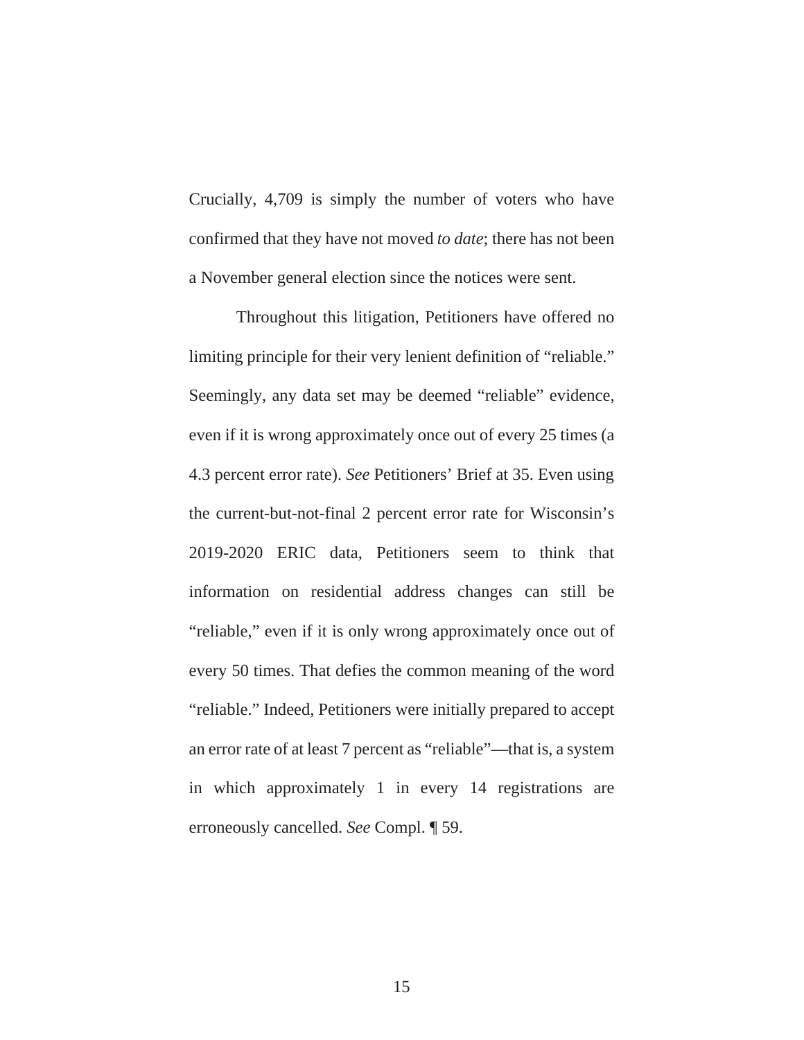Crucially, 4,709 is simply the number of voters who have confirmed that they have not moved *to date*; there has not been a November general election since the notices were sent.

Throughout this litigation, Petitioners have offered no limiting principle for their very lenient definition of "reliable." Seemingly, any data set may be deemed "reliable" evidence, even if it is wrong approximately once out of every 25 times (a 4.3 percent error rate). *See* Petitioners' Brief at 35. Even using the current-but-not-final 2 percent error rate for Wisconsin's 2019-2020 ERIC data, Petitioners seem to think that information on residential address changes can still be "reliable," even if it is only wrong approximately once out of every 50 times. That defies the common meaning of the word "reliable." Indeed, Petitioners were initially prepared to accept an error rate of at least 7 percent as "reliable"—that is, a system in which approximately 1 in every 14 registrations are erroneously cancelled. *See* Compl. ¶ 59.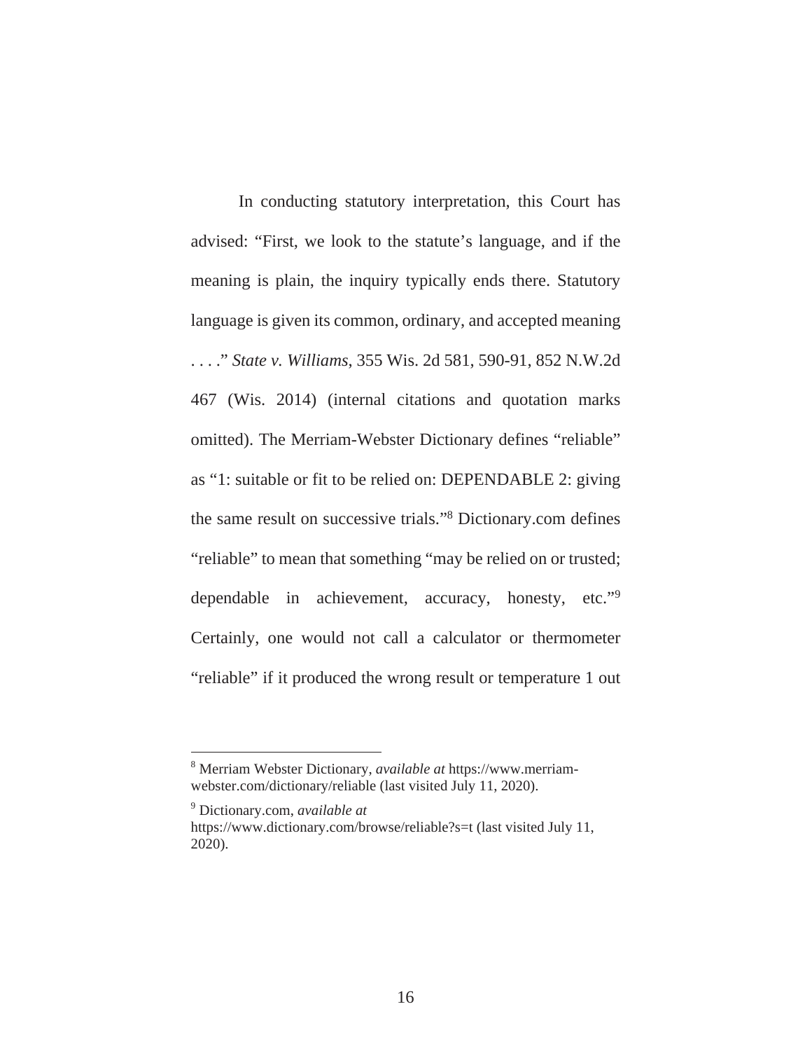In conducting statutory interpretation, this Court has advised: "First, we look to the statute's language, and if the meaning is plain, the inquiry typically ends there. Statutory language is given its common, ordinary, and accepted meaning . . . ." *State v. Williams,* 355 Wis. 2d 581, 590-91, 852 N.W.2d 467 (Wis. 2014) (internal citations and quotation marks omitted). The Merriam-Webster Dictionary defines "reliable" as "1: suitable or fit to be relied on: DEPENDABLE 2: giving the same result on successive trials."[8] Dictionary.com defines "reliable" to mean that something "may be relied on or trusted; dependable in achievement, accuracy, honesty, etc."[9] Certainly, one would not call a calculator or thermometer "reliable" if it produced the wrong result or temperature 1 out

---

[8] Merriam Webster Dictionary, *available at* https://www.merriam-webster.com/dictionary/reliable (last visited July 11, 2020).

[9] Dictionary.com, *available at* https://www.dictionary.com/browse/reliable?s=t (last visited July 11, 2020).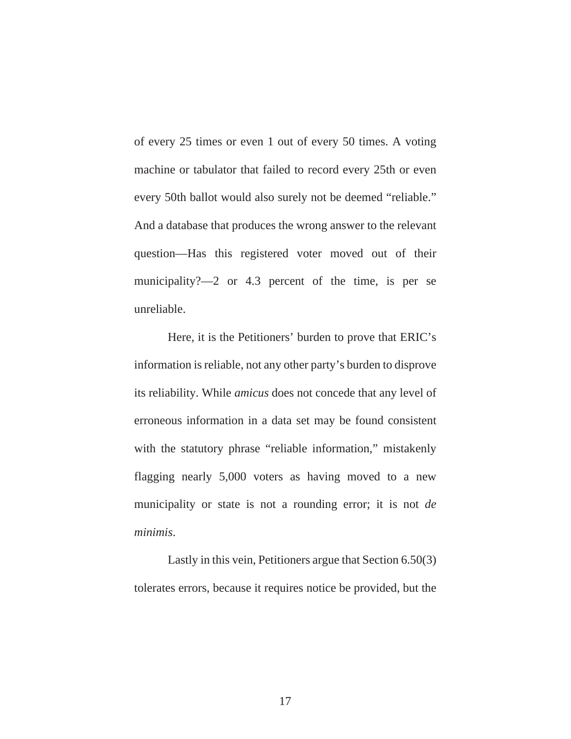of every 25 times or even 1 out of every 50 times. A voting machine or tabulator that failed to record every 25th or even every 50th ballot would also surely not be deemed "reliable." And a database that produces the wrong answer to the relevant question—Has this registered voter moved out of their municipality?—2 or 4.3 percent of the time, is per se unreliable.

Here, it is the Petitioners' burden to prove that ERIC's information is reliable, not any other party's burden to disprove its reliability. While *amicus* does not concede that any level of erroneous information in a data set may be found consistent with the statutory phrase "reliable information," mistakenly flagging nearly 5,000 voters as having moved to a new municipality or state is not a rounding error; it is not *de minimis*.

Lastly in this vein, Petitioners argue that Section 6.50(3) tolerates errors, because it requires notice be provided, but the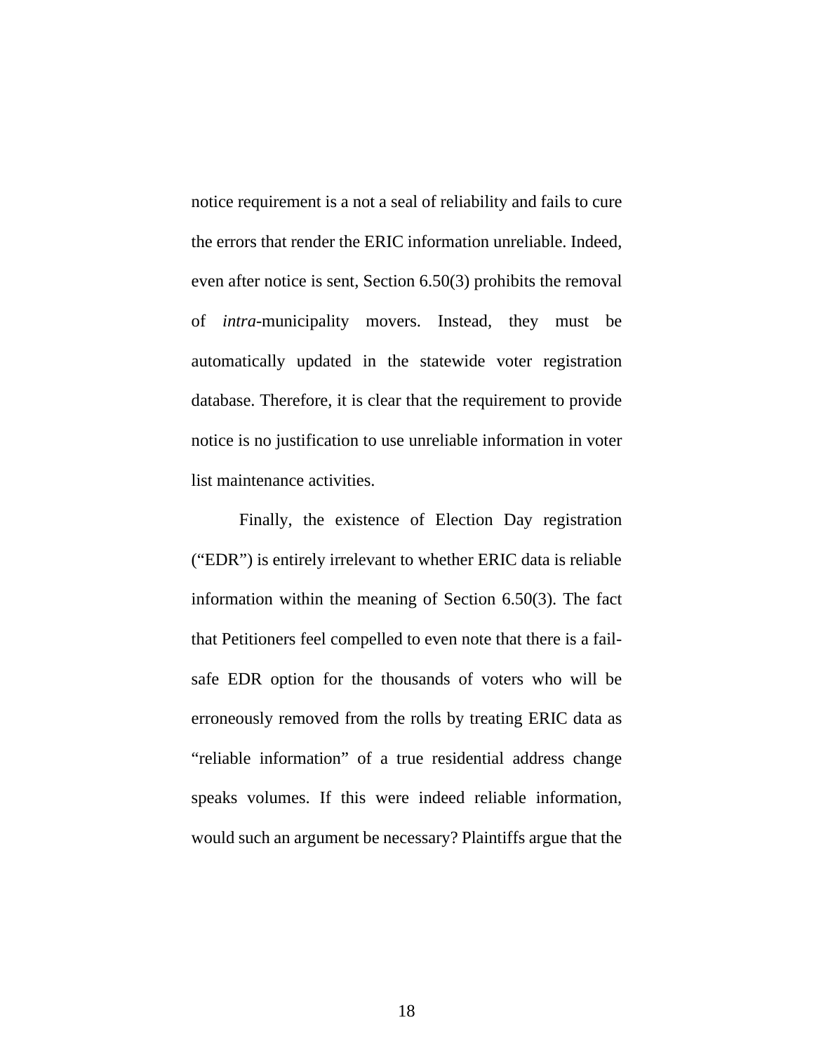notice requirement is a not a seal of reliability and fails to cure the errors that render the ERIC information unreliable. Indeed, even after notice is sent, Section 6.50(3) prohibits the removal of *intra*-municipality movers. Instead, they must be automatically updated in the statewide voter registration database. Therefore, it is clear that the requirement to provide notice is no justification to use unreliable information in voter list maintenance activities.

Finally, the existence of Election Day registration ("EDR") is entirely irrelevant to whether ERIC data is reliable information within the meaning of Section 6.50(3). The fact that Petitioners feel compelled to even note that there is a fail-safe EDR option for the thousands of voters who will be erroneously removed from the rolls by treating ERIC data as "reliable information" of a true residential address change speaks volumes. If this were indeed reliable information, would such an argument be necessary? Plaintiffs argue that the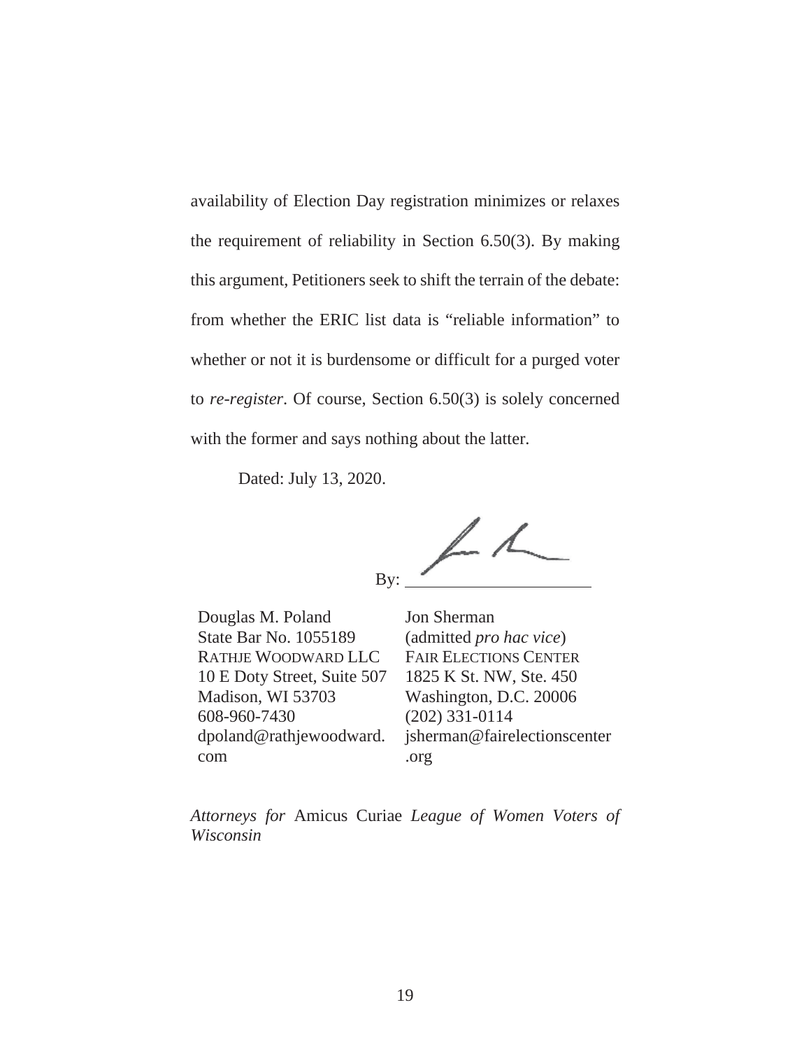availability of Election Day registration minimizes or relaxes the requirement of reliability in Section 6.50(3). By making this argument, Petitioners seek to shift the terrain of the debate: from whether the ERIC list data is "reliable information" to whether or not it is burdensome or difficult for a purged voter to *re-register*. Of course, Section 6.50(3) is solely concerned with the former and says nothing about the latter.

Dated: July 13, 2020.

By: ______________________

Douglas M. Poland
State Bar No. 1055189
RATHJE WOODWARD LLC
10 E Doty Street, Suite 507
Madison, WI 53703
608-960-7430
dpoland@rathjewoodward.com

Jon Sherman
(admitted *pro hac vice*)
FAIR ELECTIONS CENTER
1825 K St. NW, Ste. 450
Washington, D.C. 20006
(202) 331-0114
jsherman@fairelectionscenter.org

*Attorneys for* Amicus Curiae *League of Women Voters of Wisconsin*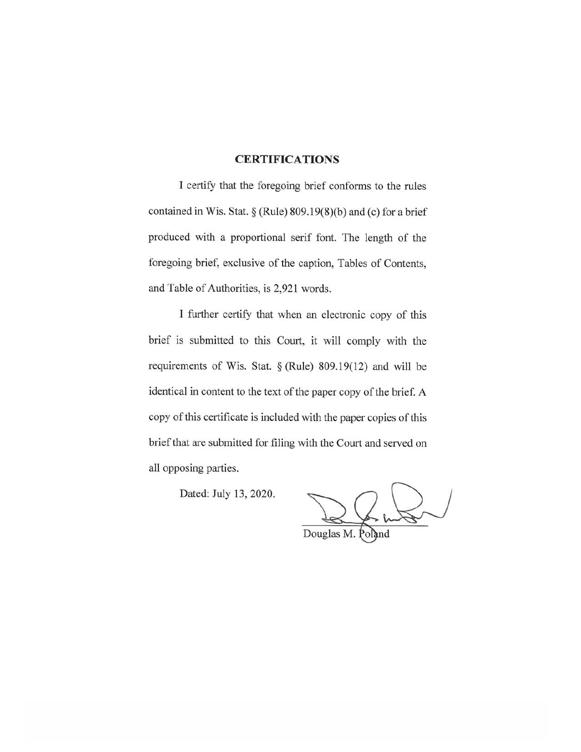## CERTIFICATIONS

I certify that the foregoing brief conforms to the rules contained in Wis. Stat. § (Rule) 809.19(8)(b) and (c) for a brief produced with a proportional serif font. The length of the foregoing brief, exclusive of the caption, Tables of Contents, and Table of Authorities, is 2,921 words.

I further certify that when an electronic copy of this brief is submitted to this Court, it will comply with the requirements of Wis. Stat. § (Rule) 809.19(12) and will be identical in content to the text of the paper copy of the brief. A copy of this certificate is included with the paper copies of this brief that are submitted for filing with the Court and served on all opposing parties.

Dated: July 13, 2020.

Douglas M. Poland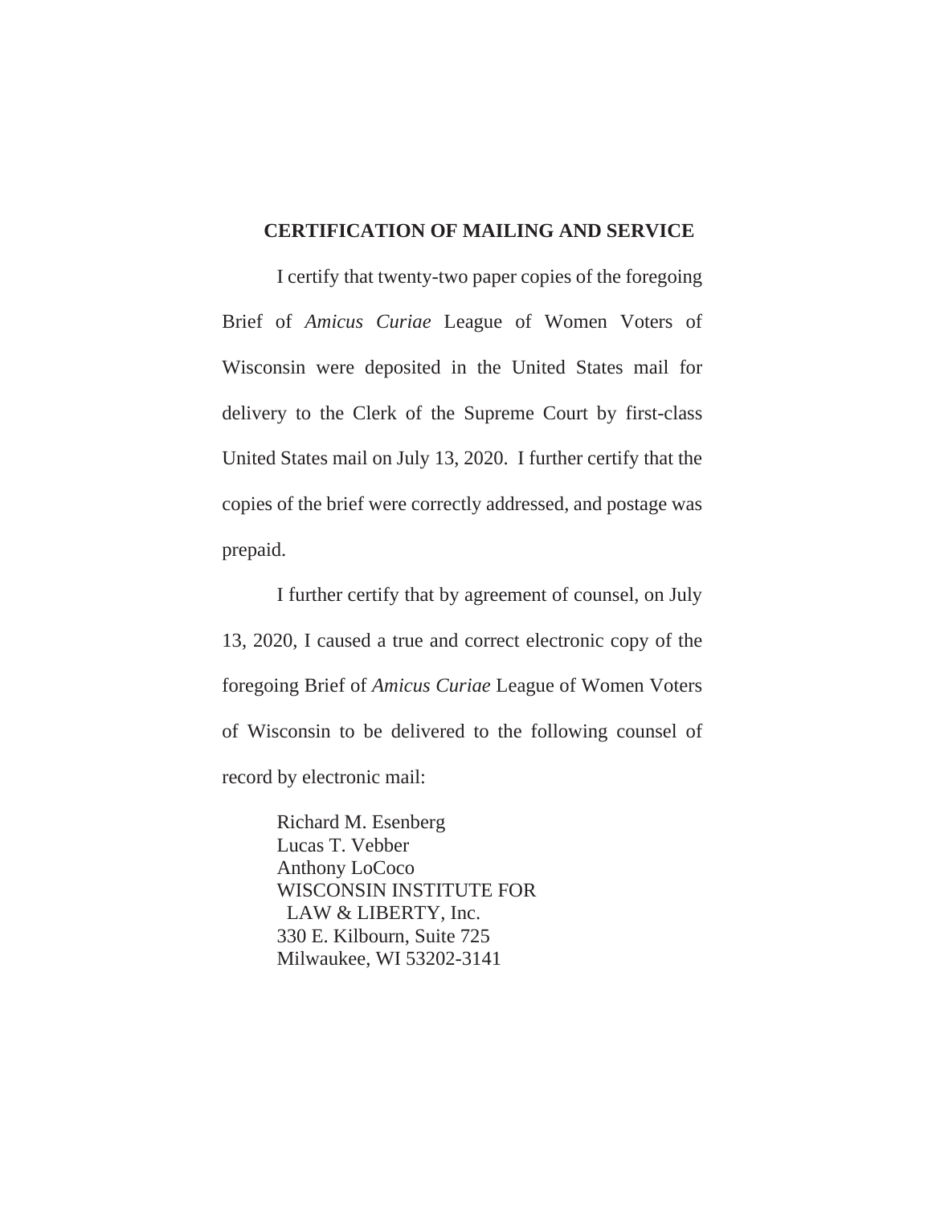## CERTIFICATION OF MAILING AND SERVICE

I certify that twenty-two paper copies of the foregoing Brief of *Amicus Curiae* League of Women Voters of Wisconsin were deposited in the United States mail for delivery to the Clerk of the Supreme Court by first-class United States mail on July 13, 2020. I further certify that the copies of the brief were correctly addressed, and postage was prepaid.

I further certify that by agreement of counsel, on July 13, 2020, I caused a true and correct electronic copy of the foregoing Brief of *Amicus Curiae* League of Women Voters of Wisconsin to be delivered to the following counsel of record by electronic mail:

> Richard M. Esenberg
> Lucas T. Vebber
> Anthony LoCoco
> WISCONSIN INSTITUTE FOR
>   LAW & LIBERTY, Inc.
> 330 E. Kilbourn, Suite 725
> Milwaukee, WI 53202-3141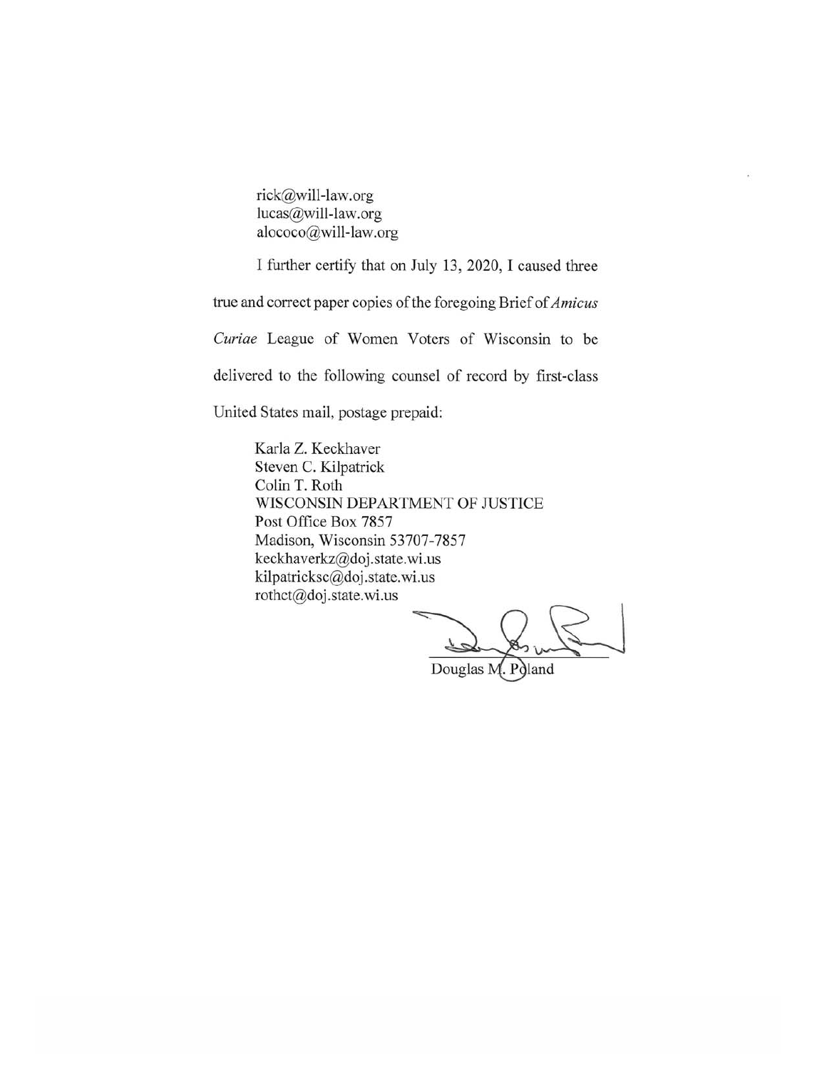rick@will-law.org
lucas@will-law.org
alococo@will-law.org

I further certify that on July 13, 2020, I caused three true and correct paper copies of the foregoing Brief of *Amicus Curiae* League of Women Voters of Wisconsin to be delivered to the following counsel of record by first-class United States mail, postage prepaid:

Karla Z. Keckhaver
Steven C. Kilpatrick
Colin T. Roth
WISCONSIN DEPARTMENT OF JUSTICE
Post Office Box 7857
Madison, Wisconsin 53707-7857
keckhaverkz@doj.state.wi.us
kilpatricksc@doj.state.wi.us
rothct@doj.state.wi.us

Douglas M. Poland